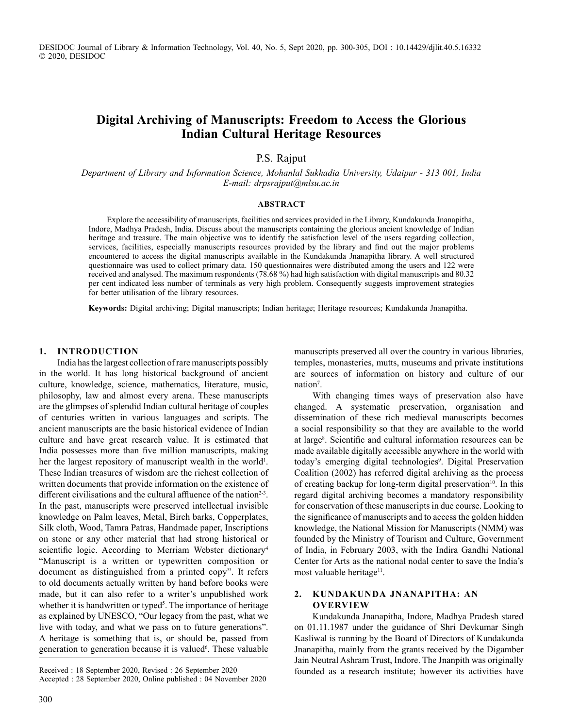# Digital Archiving of Manuscripts: Freedom to Access the Glorious Indian Cultural Heritage Resources

P.S. Rajput

*Department of Library and Information Science, Mohanlal Sukhadia University, Udaipur - 313 001, India*
*E-mail: drpsrajput@mlsu.ac.in*

## ABSTRACT

Explore the accessibility of manuscripts, facilities and services provided in the Library, Kundakunda Jnanapitha, Indore, Madhya Pradesh, India. Discuss about the manuscripts containing the glorious ancient knowledge of Indian heritage and treasure. The main objective was to identify the satisfaction level of the users regarding collection, services, facilities, especially manuscripts resources provided by the library and find out the major problems encountered to access the digital manuscripts available in the Kundakunda Jnanapitha library. A well structured questionnaire was used to collect primary data. 150 questionnaires were distributed among the users and 122 were received and analysed. The maximum respondents (78.68 %) had high satisfaction with digital manuscripts and 80.32 per cent indicated less number of terminals as very high problem. Consequently suggests improvement strategies for better utilisation of the library resources.

**Keywords:** Digital archiving; Digital manuscripts; Indian heritage; Heritage resources; Kundakunda Jnanapitha.

## 1. INTRODUCTION

India has the largest collection of rare manuscripts possibly in the world. It has long historical background of ancient culture, knowledge, science, mathematics, literature, music, philosophy, law and almost every arena. These manuscripts are the glimpses of splendid Indian cultural heritage of couples of centuries written in various languages and scripts. The ancient manuscripts are the basic historical evidence of Indian culture and have great research value. It is estimated that India possesses more than five million manuscripts, making her the largest repository of manuscript wealth in the world[1]. These Indian treasures of wisdom are the richest collection of written documents that provide information on the existence of different civilisations and the cultural affluence of the nation[2-3]. In the past, manuscripts were preserved intellectual invisible knowledge on Palm leaves, Metal, Birch barks, Copperplates, Silk cloth, Wood, Tamra Patras, Handmade paper, Inscriptions on stone or any other material that had strong historical or scientific logic. According to Merriam Webster dictionary[4] "Manuscript is a written or typewritten composition or document as distinguished from a printed copy". It refers to old documents actually written by hand before books were made, but it can also refer to a writer's unpublished work whether it is handwritten or typed[5]. The importance of heritage as explained by UNESCO, "Our legacy from the past, what we live with today, and what we pass on to future generations". A heritage is something that is, or should be, passed from generation to generation because it is valued[6]. These valuable manuscripts preserved all over the country in various libraries, temples, monasteries, mutts, museums and private institutions are sources of information on history and culture of our nation[7].

With changing times ways of preservation also have changed. A systematic preservation, organisation and dissemination of these rich medieval manuscripts becomes a social responsibility so that they are available to the world at large[8]. Scientific and cultural information resources can be made available digitally accessible anywhere in the world with today's emerging digital technologies[9]. Digital Preservation Coalition (2002) has referred digital archiving as the process of creating backup for long-term digital preservation[10]. In this regard digital archiving becomes a mandatory responsibility for conservation of these manuscripts in due course. Looking to the significance of manuscripts and to access the golden hidden knowledge, the National Mission for Manuscripts (NMM) was founded by the Ministry of Tourism and Culture, Government of India, in February 2003, with the Indira Gandhi National Center for Arts as the national nodal center to save the India's most valuable heritage[11].

## 2. KUNDAKUNDA JNANAPITHA: AN OVERVIEW

Kundakunda Jnanapitha, Indore, Madhya Pradesh stared on 01.11.1987 under the guidance of Shri Devkumar Singh Kasliwal is running by the Board of Directors of Kundakunda Jnanapitha, mainly from the grants received by the Digamber Jain Neutral Ashram Trust, Indore. The Jnanpith was originally founded as a research institute; however its activities have

Received : 18 September 2020, Revised : 26 September 2020
Accepted : 28 September 2020, Online published : 04 November 2020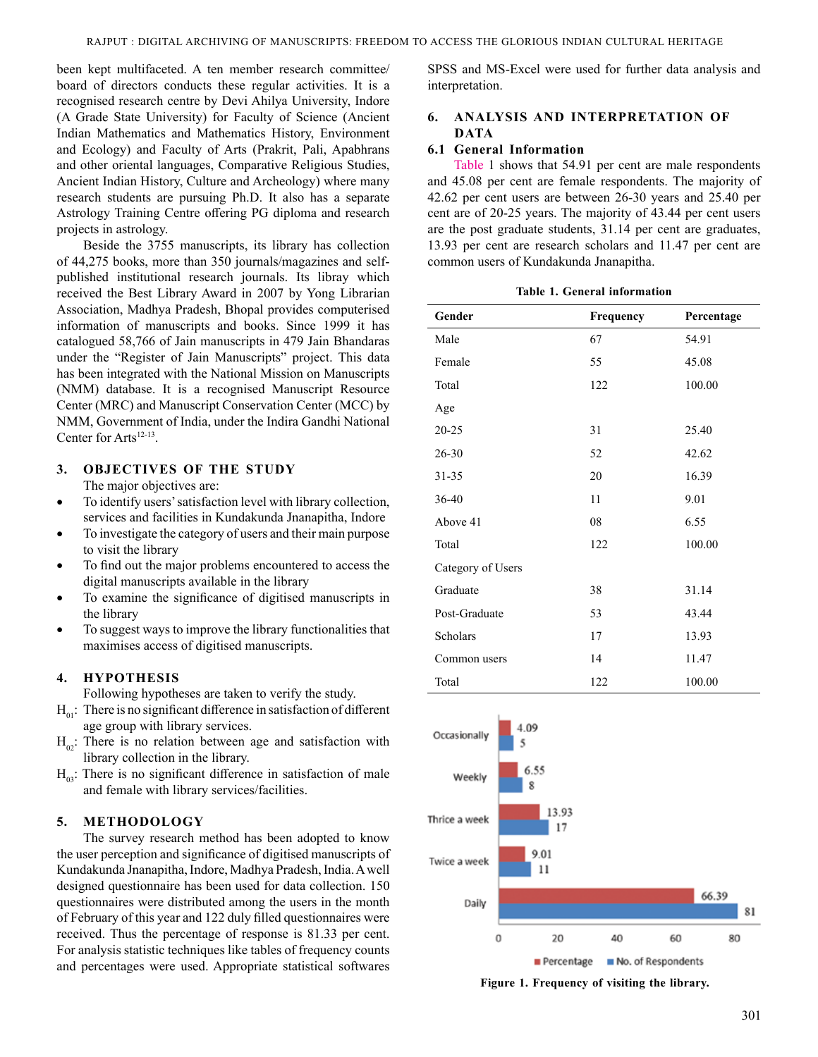been kept multifaceted. A ten member research committee/board of directors conducts these regular activities. It is a recognised research centre by Devi Ahilya University, Indore (A Grade State University) for Faculty of Science (Ancient Indian Mathematics and Mathematics History, Environment and Ecology) and Faculty of Arts (Prakrit, Pali, Apabhrans and other oriental languages, Comparative Religious Studies, Ancient Indian History, Culture and Archeology) where many research students are pursuing Ph.D. It also has a separate Astrology Training Centre offering PG diploma and research projects in astrology.

Beside the 3755 manuscripts, its library has collection of 44,275 books, more than 350 journals/magazines and self-published institutional research journals. Its libray which received the Best Library Award in 2007 by Yong Librarian Association, Madhya Pradesh, Bhopal provides computerised information of manuscripts and books. Since 1999 it has catalogued 58,766 of Jain manuscripts in 479 Jain Bhandaras under the "Register of Jain Manuscripts" project. This data has been integrated with the National Mission on Manuscripts (NMM) database. It is a recognised Manuscript Resource Center (MRC) and Manuscript Conservation Center (MCC) by NMM, Government of India, under the Indira Gandhi National Center for Arts[12-13].

## 3. OBJECTIVES OF THE STUDY

The major objectives are:

- To identify users' satisfaction level with library collection, services and facilities in Kundakunda Jnanapitha, Indore
- To investigate the category of users and their main purpose to visit the library
- To find out the major problems encountered to access the digital manuscripts available in the library
- To examine the significance of digitised manuscripts in the library
- To suggest ways to improve the library functionalities that maximises access of digitised manuscripts.

## 4. HYPOTHESIS

Following hypotheses are taken to verify the study.

$H_{01}$: There is no significant difference in satisfaction of different age group with library services.

$H_{02}$: There is no relation between age and satisfaction with library collection in the library.

$H_{03}$: There is no significant difference in satisfaction of male and female with library services/facilities.

## 5. METHODOLOGY

The survey research method has been adopted to know the user perception and significance of digitised manuscripts of Kundakunda Jnanapitha, Indore, Madhya Pradesh, India. A well designed questionnaire has been used for data collection. 150 questionnaires were distributed among the users in the month of February of this year and 122 duly filled questionnaires were received. Thus the percentage of response is 81.33 per cent. For analysis statistic techniques like tables of frequency counts and percentages were used. Appropriate statistical softwares SPSS and MS-Excel were used for further data analysis and interpretation.

## 6. ANALYSIS AND INTERPRETATION OF DATA

### 6.1 General Information

Table 1 shows that 54.91 per cent are male respondents and 45.08 per cent are female respondents. The majority of 42.62 per cent users are between 26-30 years and 25.40 per cent are of 20-25 years. The majority of 43.44 per cent users are the post graduate students, 31.14 per cent are graduates, 13.93 per cent are research scholars and 11.47 per cent are common users of Kundakunda Jnanapitha.

**Table 1. General information**

| Gender | Frequency | Percentage |
|---|---|---|
| Male | 67 | 54.91 |
| Female | 55 | 45.08 |
| Total | 122 | 100.00 |
| Age | | |
| 20-25 | 31 | 25.40 |
| 26-30 | 52 | 42.62 |
| 31-35 | 20 | 16.39 |
| 36-40 | 11 | 9.01 |
| Above 41 | 08 | 6.55 |
| Total | 122 | 100.00 |
| Category of Users | | |
| Graduate | 38 | 31.14 |
| Post-Graduate | 53 | 43.44 |
| Scholars | 17 | 13.93 |
| Common users | 14 | 11.47 |
| Total | 122 | 100.00 |

| | Percentage | No. of Respondents |
|---|---|---|
| Occasionally | 4.09 | 5 |
| Weekly | 6.55 | 8 |
| Thrice a week | 13.93 | 17 |
| Twice a week | 9.01 | 11 |
| Daily | 66.39 | 81 |

**Figure 1. Frequency of visiting the library.**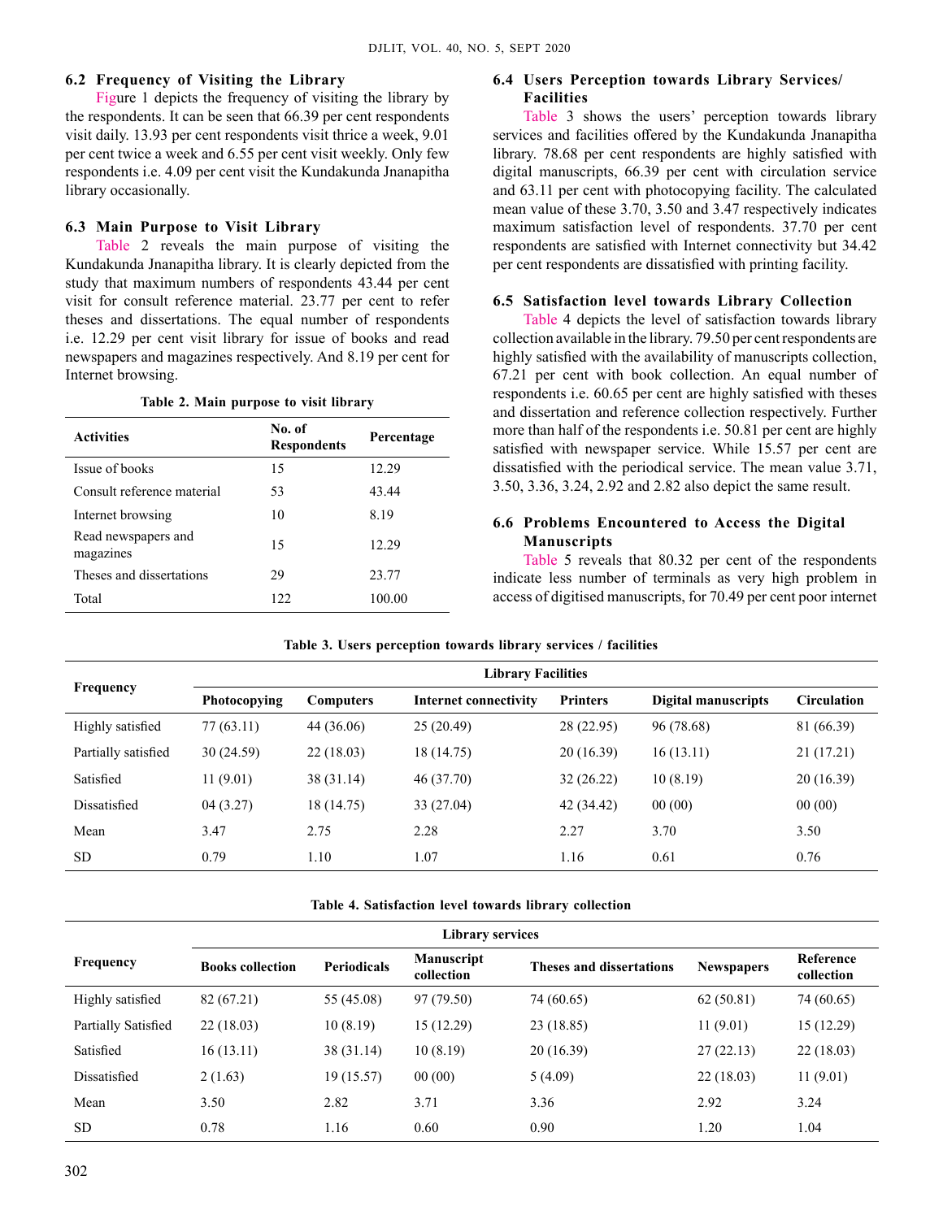### 6.2 Frequency of Visiting the Library

Figure 1 depicts the frequency of visiting the library by the respondents. It can be seen that 66.39 per cent respondents visit daily. 13.93 per cent respondents visit thrice a week, 9.01 per cent twice a week and 6.55 per cent visit weekly. Only few respondents i.e. 4.09 per cent visit the Kundakunda Jnanapitha library occasionally.

### 6.3 Main Purpose to Visit Library

Table 2 reveals the main purpose of visiting the Kundakunda Jnanapitha library. It is clearly depicted from the study that maximum numbers of respondents 43.44 per cent visit for consult reference material. 23.77 per cent to refer theses and dissertations. The equal number of respondents i.e. 12.29 per cent visit library for issue of books and read newspapers and magazines respectively. And 8.19 per cent for Internet browsing.

**Table 2. Main purpose to visit library**

| Activities | No. of Respondents | Percentage |
|---|---|---|
| Issue of books | 15 | 12.29 |
| Consult reference material | 53 | 43.44 |
| Internet browsing | 10 | 8.19 |
| Read newspapers and magazines | 15 | 12.29 |
| Theses and dissertations | 29 | 23.77 |
| Total | 122 | 100.00 |

### 6.4 Users Perception towards Library Services/ Facilities

Table 3 shows the users' perception towards library services and facilities offered by the Kundakunda Jnanapitha library. 78.68 per cent respondents are highly satisfied with digital manuscripts, 66.39 per cent with circulation service and 63.11 per cent with photocopying facility. The calculated mean value of these 3.70, 3.50 and 3.47 respectively indicates maximum satisfaction level of respondents. 37.70 per cent respondents are satisfied with Internet connectivity but 34.42 per cent respondents are dissatisfied with printing facility.

### 6.5 Satisfaction level towards Library Collection

Table 4 depicts the level of satisfaction towards library collection available in the library. 79.50 per cent respondents are highly satisfied with the availability of manuscripts collection, 67.21 per cent with book collection. An equal number of respondents i.e. 60.65 per cent are highly satisfied with theses and dissertation and reference collection respectively. Further more than half of the respondents i.e. 50.81 per cent are highly satisfied with newspaper service. While 15.57 per cent are dissatisfied with the periodical service. The mean value 3.71, 3.50, 3.36, 3.24, 2.92 and 2.82 also depict the same result.

### 6.6 Problems Encountered to Access the Digital Manuscripts

Table 5 reveals that 80.32 per cent of the respondents indicate less number of terminals as very high problem in access of digitised manuscripts, for 70.49 per cent poor internet

**Table 3. Users perception towards library services / facilities**

| Frequency | Library Facilities | | | | | |
|---|---|---|---|---|---|---|
| | Photocopying | Computers | Internet connectivity | Printers | Digital manuscripts | Circulation |
| Highly satisfied | 77 (63.11) | 44 (36.06) | 25 (20.49) | 28 (22.95) | 96 (78.68) | 81 (66.39) |
| Partially satisfied | 30 (24.59) | 22 (18.03) | 18 (14.75) | 20 (16.39) | 16 (13.11) | 21 (17.21) |
| Satisfied | 11 (9.01) | 38 (31.14) | 46 (37.70) | 32 (26.22) | 10 (8.19) | 20 (16.39) |
| Dissatisfied | 04 (3.27) | 18 (14.75) | 33 (27.04) | 42 (34.42) | 00 (00) | 00 (00) |
| Mean | 3.47 | 2.75 | 2.28 | 2.27 | 3.70 | 3.50 |
| SD | 0.79 | 1.10 | 1.07 | 1.16 | 0.61 | 0.76 |

**Table 4. Satisfaction level towards library collection**

| Frequency | Library services | | | | | |
|---|---|---|---|---|---|---|
| | Books collection | Periodicals | Manuscript collection | Theses and dissertations | Newspapers | Reference collection |
| Highly satisfied | 82 (67.21) | 55 (45.08) | 97 (79.50) | 74 (60.65) | 62 (50.81) | 74 (60.65) |
| Partially Satisfied | 22 (18.03) | 10 (8.19) | 15 (12.29) | 23 (18.85) | 11 (9.01) | 15 (12.29) |
| Satisfied | 16 (13.11) | 38 (31.14) | 10 (8.19) | 20 (16.39) | 27 (22.13) | 22 (18.03) |
| Dissatisfied | 2 (1.63) | 19 (15.57) | 00 (00) | 5 (4.09) | 22 (18.03) | 11 (9.01) |
| Mean | 3.50 | 2.82 | 3.71 | 3.36 | 2.92 | 3.24 |
| SD | 0.78 | 1.16 | 0.60 | 0.90 | 1.20 | 1.04 |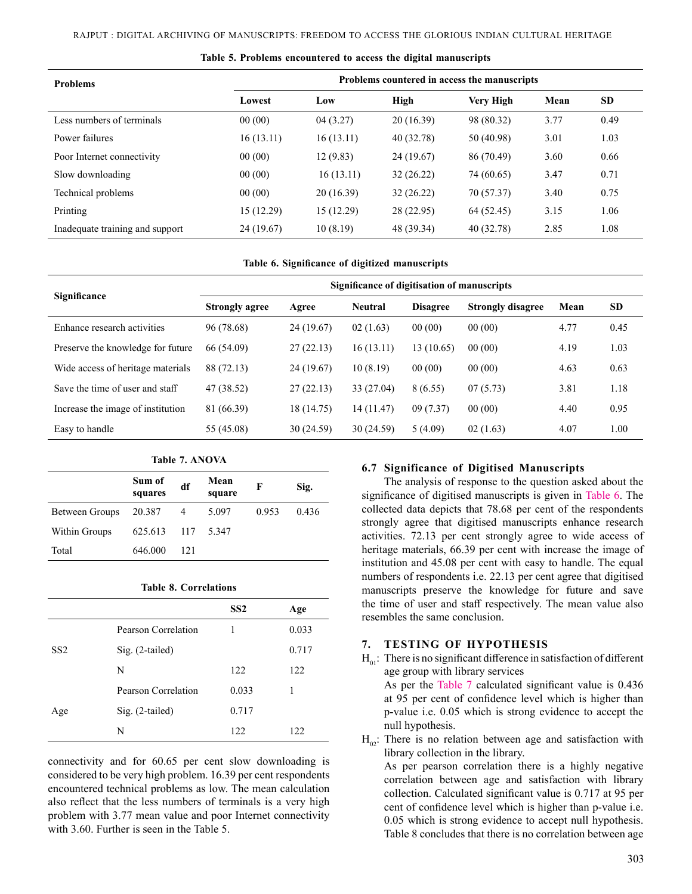**Table 5. Problems encountered to access the digital manuscripts**

| Problems | Problems countered in access the manuscripts | | | | | |
|---|---|---|---|---|---|---|
| | Lowest | Low | High | Very High | Mean | SD |
| Less numbers of terminals | 00 (00) | 04 (3.27) | 20 (16.39) | 98 (80.32) | 3.77 | 0.49 |
| Power failures | 16 (13.11) | 16 (13.11) | 40 (32.78) | 50 (40.98) | 3.01 | 1.03 |
| Poor Internet connectivity | 00 (00) | 12 (9.83) | 24 (19.67) | 86 (70.49) | 3.60 | 0.66 |
| Slow downloading | 00 (00) | 16 (13.11) | 32 (26.22) | 74 (60.65) | 3.47 | 0.71 |
| Technical problems | 00 (00) | 20 (16.39) | 32 (26.22) | 70 (57.37) | 3.40 | 0.75 |
| Printing | 15 (12.29) | 15 (12.29) | 28 (22.95) | 64 (52.45) | 3.15 | 1.06 |
| Inadequate training and support | 24 (19.67) | 10 (8.19) | 48 (39.34) | 40 (32.78) | 2.85 | 1.08 |

**Table 6. Significance of digitized manuscripts**

| Significance | Significance of digitisation of manuscripts | | | | | | |
|---|---|---|---|---|---|---|---|
| | Strongly agree | Agree | Neutral | Disagree | Strongly disagree | Mean | SD |
| Enhance research activities | 96 (78.68) | 24 (19.67) | 02 (1.63) | 00 (00) | 00 (00) | 4.77 | 0.45 |
| Preserve the knowledge for future | 66 (54.09) | 27 (22.13) | 16 (13.11) | 13 (10.65) | 00 (00) | 4.19 | 1.03 |
| Wide access of heritage materials | 88 (72.13) | 24 (19.67) | 10 (8.19) | 00 (00) | 00 (00) | 4.63 | 0.63 |
| Save the time of user and staff | 47 (38.52) | 27 (22.13) | 33 (27.04) | 8 (6.55) | 07 (5.73) | 3.81 | 1.18 |
| Increase the image of institution | 81 (66.39) | 18 (14.75) | 14 (11.47) | 09 (7.37) | 00 (00) | 4.40 | 0.95 |
| Easy to handle | 55 (45.08) | 30 (24.59) | 30 (24.59) | 5 (4.09) | 02 (1.63) | 4.07 | 1.00 |

**Table 7. ANOVA**

| | Sum of squares | df | Mean square | F | Sig. |
|---|---|---|---|---|---|
| Between Groups | 20.387 | 4 | 5.097 | 0.953 | 0.436 |
| Within Groups | 625.613 | 117 | 5.347 | | |
| Total | 646.000 | 121 | | | |

**Table 8. Correlations**

| | | SS2 | Age |
|---|---|---|---|
| SS2 | Pearson Correlation | 1 | 0.033 |
| | Sig. (2-tailed) | | 0.717 |
| | N | 122 | 122 |
| Age | Pearson Correlation | 0.033 | 1 |
| | Sig. (2-tailed) | 0.717 | |
| | N | 122 | 122 |

connectivity and for 60.65 per cent slow downloading is considered to be very high problem. 16.39 per cent respondents encountered technical problems as low. The mean calculation also reflect that the less numbers of terminals is a very high problem with 3.77 mean value and poor Internet connectivity with 3.60. Further is seen in the Table 5.

### 6.7 Significance of Digitised Manuscripts

The analysis of response to the question asked about the significance of digitised manuscripts is given in Table 6. The collected data depicts that 78.68 per cent of the respondents strongly agree that digitised manuscripts enhance research activities. 72.13 per cent strongly agree to wide access of heritage materials, 66.39 per cent with increase the image of institution and 45.08 per cent with easy to handle. The equal numbers of respondents i.e. 22.13 per cent agree that digitised manuscripts preserve the knowledge for future and save the time of user and staff respectively. The mean value also resembles the same conclusion.

## 7. TESTING OF HYPOTHESIS

$H_{01}$: There is no significant difference in satisfaction of different age group with library services

As per the Table 7 calculated significant value is 0.436 at 95 per cent of confidence level which is higher than p-value i.e. 0.05 which is strong evidence to accept the null hypothesis.

$H_{02}$: There is no relation between age and satisfaction with library collection in the library.

As per pearson correlation there is a highly negative correlation between age and satisfaction with library collection. Calculated significant value is 0.717 at 95 per cent of confidence level which is higher than p-value i.e. 0.05 which is strong evidence to accept null hypothesis. Table 8 concludes that there is no correlation between age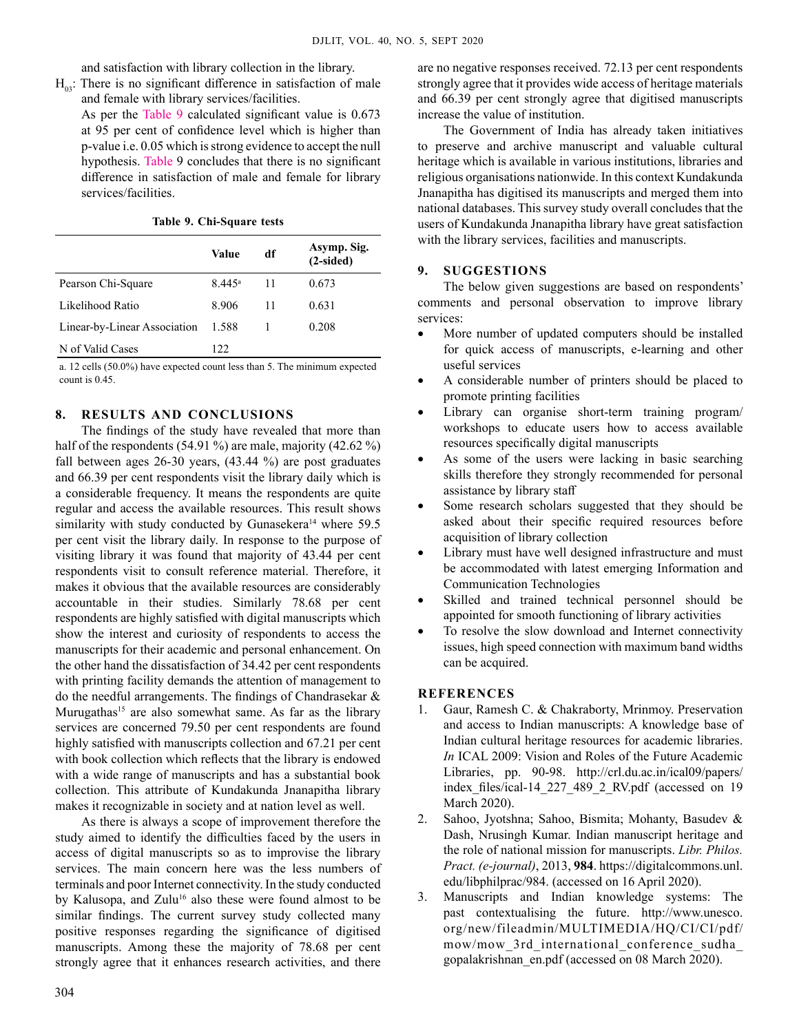and satisfaction with library collection in the library.

$H_{03}$: There is no significant difference in satisfaction of male and female with library services/facilities.

As per the Table 9 calculated significant value is 0.673 at 95 per cent of confidence level which is higher than p-value i.e. 0.05 which is strong evidence to accept the null hypothesis. Table 9 concludes that there is no significant difference in satisfaction of male and female for library services/facilities.

**Table 9. Chi-Square tests**

| | Value | df | Asymp. Sig. (2-sided) |
|---|---|---|---|
| Pearson Chi-Square | 8.445[a] | 11 | 0.673 |
| Likelihood Ratio | 8.906 | 11 | 0.631 |
| Linear-by-Linear Association | 1.588 | 1 | 0.208 |
| N of Valid Cases | 122 | | |

a. 12 cells (50.0%) have expected count less than 5. The minimum expected count is 0.45.

## 8. RESULTS AND CONCLUSIONS

The findings of the study have revealed that more than half of the respondents (54.91 %) are male, majority (42.62 %) fall between ages 26-30 years, (43.44 %) are post graduates and 66.39 per cent respondents visit the library daily which is a considerable frequency. It means the respondents are quite regular and access the available resources. This result shows similarity with study conducted by Gunasekera[14] where 59.5 per cent visit the library daily. In response to the purpose of visiting library it was found that majority of 43.44 per cent respondents visit to consult reference material. Therefore, it makes it obvious that the available resources are considerably accountable in their studies. Similarly 78.68 per cent respondents are highly satisfied with digital manuscripts which show the interest and curiosity of respondents to access the manuscripts for their academic and personal enhancement. On the other hand the dissatisfaction of 34.42 per cent respondents with printing facility demands the attention of management to do the needful arrangements. The findings of Chandrasekar & Murugathas[15] are also somewhat same. As far as the library services are concerned 79.50 per cent respondents are found highly satisfied with manuscripts collection and 67.21 per cent with book collection which reflects that the library is endowed with a wide range of manuscripts and has a substantial book collection. This attribute of Kundakunda Jnanapitha library makes it recognizable in society and at nation level as well.

As there is always a scope of improvement therefore the study aimed to identify the difficulties faced by the users in access of digital manuscripts so as to improvise the library services. The main concern here was the less numbers of terminals and poor Internet connectivity. In the study conducted by Kalusopa, and Zulu[16] also these were found almost to be similar findings. The current survey study collected many positive responses regarding the significance of digitised manuscripts. Among these the majority of 78.68 per cent strongly agree that it enhances research activities, and there are no negative responses received. 72.13 per cent respondents strongly agree that it provides wide access of heritage materials and 66.39 per cent strongly agree that digitised manuscripts increase the value of institution.

The Government of India has already taken initiatives to preserve and archive manuscript and valuable cultural heritage which is available in various institutions, libraries and religious organisations nationwide. In this context Kundakunda Jnanapitha has digitised its manuscripts and merged them into national databases. This survey study overall concludes that the users of Kundakunda Jnanapitha library have great satisfaction with the library services, facilities and manuscripts.

## 9. SUGGESTIONS

The below given suggestions are based on respondents' comments and personal observation to improve library services:

- More number of updated computers should be installed for quick access of manuscripts, e-learning and other useful services
- A considerable number of printers should be placed to promote printing facilities
- Library can organise short-term training program/ workshops to educate users how to access available resources specifically digital manuscripts
- As some of the users were lacking in basic searching skills therefore they strongly recommended for personal assistance by library staff
- Some research scholars suggested that they should be asked about their specific required resources before acquisition of library collection
- Library must have well designed infrastructure and must be accommodated with latest emerging Information and Communication Technologies
- Skilled and trained technical personnel should be appointed for smooth functioning of library activities
- To resolve the slow download and Internet connectivity issues, high speed connection with maximum band widths can be acquired.

## REFERENCES

1. Gaur, Ramesh C. & Chakraborty, Mrinmoy. Preservation and access to Indian manuscripts: A knowledge base of Indian cultural heritage resources for academic libraries. *In* ICAL 2009: Vision and Roles of the Future Academic Libraries, pp. 90-98. http://crl.du.ac.in/ical09/papers/index_files/ical-14_227_489_2_RV.pdf (accessed on 19 March 2020).
2. Sahoo, Jyotshna; Sahoo, Bismita; Mohanty, Basudev & Dash, Nrusingh Kumar. Indian manuscript heritage and the role of national mission for manuscripts. *Libr. Philos. Pract. (e-journal)*, 2013, **984**. https://digitalcommons.unl.edu/libphilprac/984. (accessed on 16 April 2020).
3. Manuscripts and Indian knowledge systems: The past contextualising the future. http://www.unesco.org/new/fileadmin/MULTIMEDIA/HQ/CI/CI/pdf/mow/mow_3rd_international_conference_sudha_gopalakrishnan_en.pdf (accessed on 08 March 2020).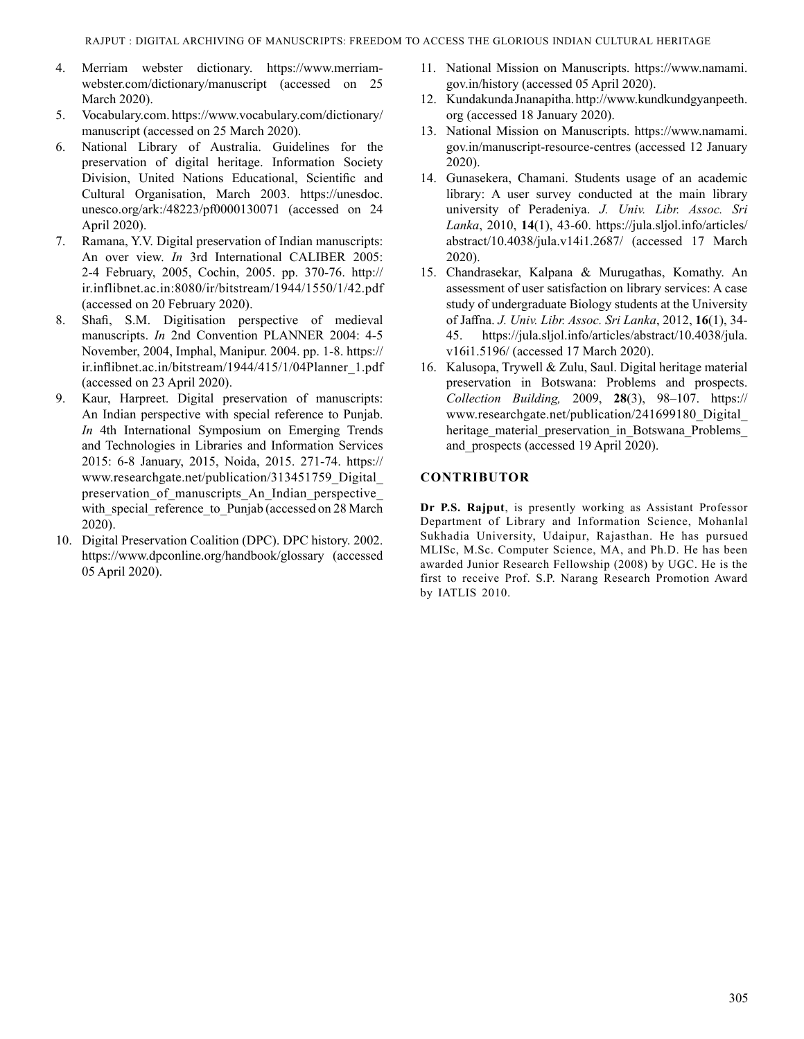4. Merriam webster dictionary. https://www.merriam-webster.com/dictionary/manuscript (accessed on 25 March 2020).
5. Vocabulary.com. https://www.vocabulary.com/dictionary/manuscript (accessed on 25 March 2020).
6. National Library of Australia. Guidelines for the preservation of digital heritage. Information Society Division, United Nations Educational, Scientific and Cultural Organisation, March 2003. https://unesdoc.unesco.org/ark:/48223/pf0000130071 (accessed on 24 April 2020).
7. Ramana, Y.V. Digital preservation of Indian manuscripts: An over view. *In* 3rd International CALIBER 2005: 2-4 February, 2005, Cochin, 2005. pp. 370-76. http://ir.inflibnet.ac.in:8080/ir/bitstream/1944/1550/1/42.pdf (accessed on 20 February 2020).
8. Shafi, S.M. Digitisation perspective of medieval manuscripts. *In* 2nd Convention PLANNER 2004: 4-5 November, 2004, Imphal, Manipur. 2004. pp. 1-8. https://ir.inflibnet.ac.in/bitstream/1944/415/1/04Planner_1.pdf (accessed on 23 April 2020).
9. Kaur, Harpreet. Digital preservation of manuscripts: An Indian perspective with special reference to Punjab. *In* 4th International Symposium on Emerging Trends and Technologies in Libraries and Information Services 2015: 6-8 January, 2015, Noida, 2015. 271-74. https://www.researchgate.net/publication/313451759_Digital_preservation_of_manuscripts_An_Indian_perspective_with_special_reference_to_Punjab (accessed on 28 March 2020).
10. Digital Preservation Coalition (DPC). DPC history. 2002. https://www.dpconline.org/handbook/glossary (accessed 05 April 2020).
11. National Mission on Manuscripts. https://www.namami.gov.in/history (accessed 05 April 2020).
12. Kundakunda Jnanapitha. http://www.kundkundgyanpeeth.org (accessed 18 January 2020).
13. National Mission on Manuscripts. https://www.namami.gov.in/manuscript-resource-centres (accessed 12 January 2020).
14. Gunasekera, Chamani. Students usage of an academic library: A user survey conducted at the main library university of Peradeniya. *J. Univ. Libr. Assoc. Sri Lanka*, 2010, **14**(1), 43-60. https://jula.sljol.info/articles/abstract/10.4038/jula.v14i1.2687/ (accessed 17 March 2020).
15. Chandrasekar, Kalpana & Murugathas, Komathy. An assessment of user satisfaction on library services: A case study of undergraduate Biology students at the University of Jaffna. *J. Univ. Libr. Assoc. Sri Lanka*, 2012, **16**(1), 34-45. https://jula.sljol.info/articles/abstract/10.4038/jula.v16i1.5196/ (accessed 17 March 2020).
16. Kalusopa, Trywell & Zulu, Saul. Digital heritage material preservation in Botswana: Problems and prospects. *Collection Building,* 2009, **28**(3), 98–107. https://www.researchgate.net/publication/241699180_Digital_heritage_material_preservation_in_Botswana_Problems_and_prospects (accessed 19 April 2020).

## CONTRIBUTOR

**Dr P.S. Rajput**, is presently working as Assistant Professor Department of Library and Information Science, Mohanlal Sukhadia University, Udaipur, Rajasthan. He has pursued MLISc, M.Sc. Computer Science, MA, and Ph.D. He has been awarded Junior Research Fellowship (2008) by UGC. He is the first to receive Prof. S.P. Narang Research Promotion Award by IATLIS 2010.